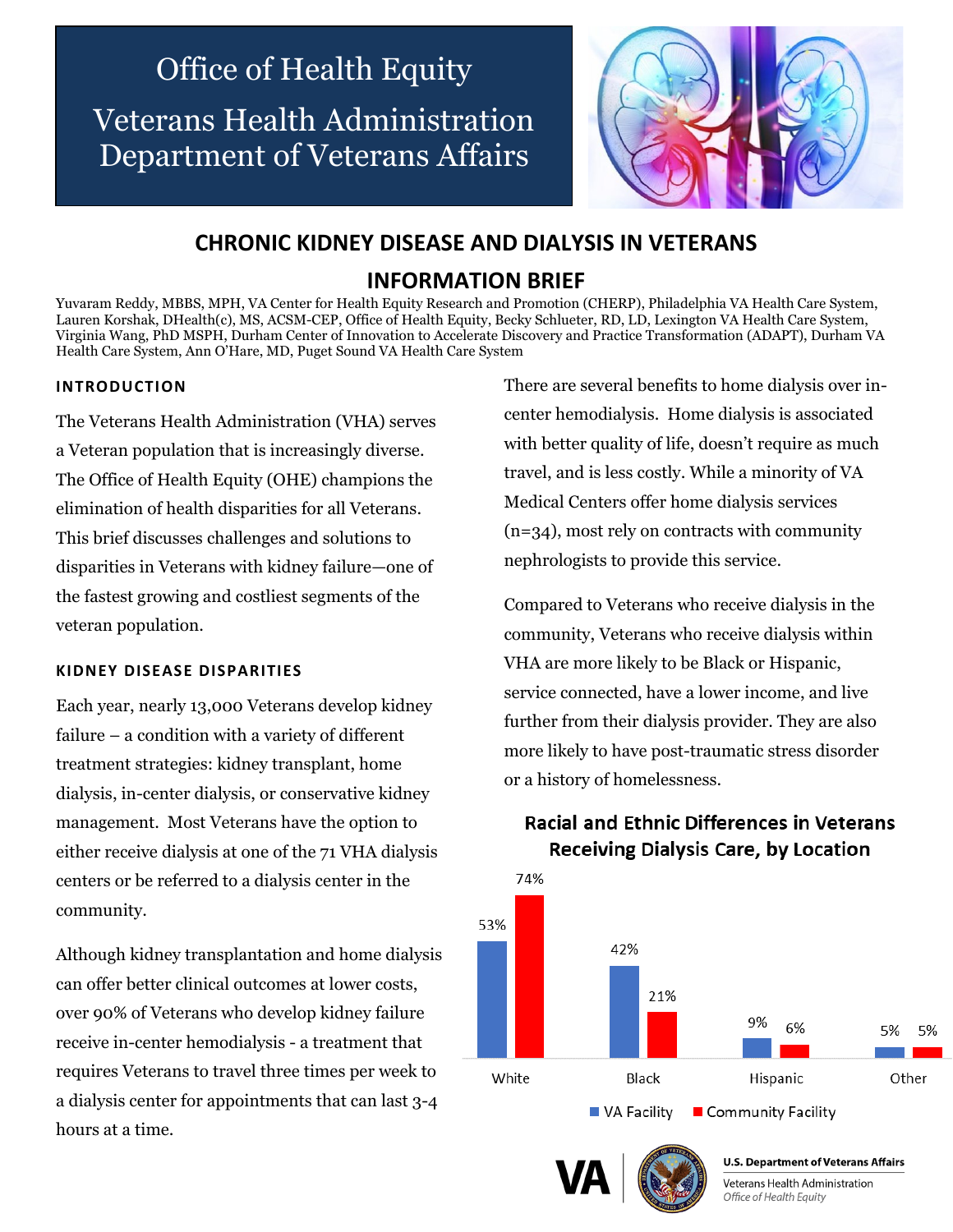# Office of Health Equity

## Veterans Health Administration Department of Veterans Affairs

## CHRONIC KIDNEY DISEASE AND DIALYSIS IN VETERANS INFORMATION BRIEF

Yuvaram Reddy, MBBS, MPH, VA Center for Health Equity Research and Promotion (CHERP), Philadelphia VA Health Care System, Lauren Korshak, DHealth(c), MS, ACSM-CEP, Office of Health Equity, Becky Schlueter, RD, LD, Lexington VA Health Care System, Virginia Wang, PhD MSPH, Durham Center of Innovation to Accelerate Discovery and Practice Transformation (ADAPT), Durham VA Health Care System, Ann O'Hare, MD, Puget Sound VA Health Care System

### INTRODUCTION

The Veterans Health Administration (VHA) serves a Veteran population that is increasingly diverse. The Office of Health Equity (OHE) champions the elimination of health disparities for all Veterans. This brief discusses challenges and solutions to disparities in Veterans with kidney failure—one of the fastest growing and costliest segments of the veteran population.

### KIDNEY DISEASE DISPARITIES

Each year, nearly 13,000 Veterans develop kidney failure – a condition with a variety of different treatment strategies: kidney transplant, home dialysis, in-center dialysis, or conservative kidney management. Most Veterans have the option to either receive dialysis at one of the 71 VHA dialysis centers or be referred to a dialysis center in the community.

Although kidney transplantation and home dialysis can offer better clinical outcomes at lower costs, over 90% of Veterans who develop kidney failure receive in-center hemodialysis - a treatment that requires Veterans to travel three times per week to a dialysis center for appointments that can last 3-4 hours at a time.

There are several benefits to home dialysis over in-center hemodialysis. Home dialysis is associated with better quality of life, doesn't require as much travel, and is less costly. While a minority of VA Medical Centers offer home dialysis services (n=34), most rely on contracts with community nephrologists to provide this service.

Compared to Veterans who receive dialysis in the community, Veterans who receive dialysis within VHA are more likely to be Black or Hispanic, service connected, have a lower income, and live further from their dialysis provider. They are also more likely to have post-traumatic stress disorder or a history of homelessness.

**Racial and Ethnic Differences in Veterans Receiving Dialysis Care, by Location**

| | VA Facility | Community Facility |
|---|---|---|
| White | 53% | 74% |
| Black | 42% | 21% |
| Hispanic | 9% | 6% |
| Other | 5% | 5% |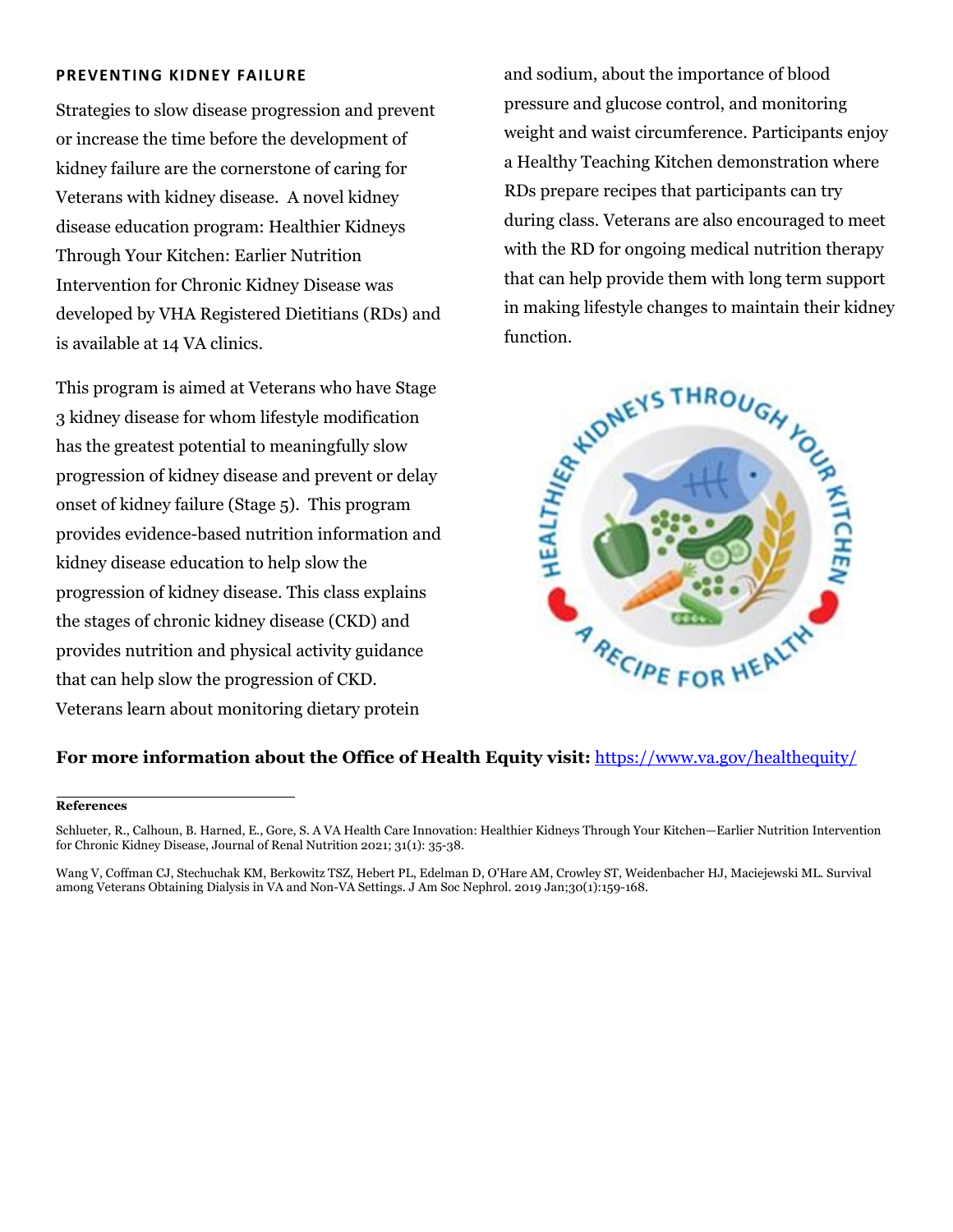## PREVENTING KIDNEY FAILURE

Strategies to slow disease progression and prevent or increase the time before the development of kidney failure are the cornerstone of caring for Veterans with kidney disease. A novel kidney disease education program: Healthier Kidneys Through Your Kitchen: Earlier Nutrition Intervention for Chronic Kidney Disease was developed by VHA Registered Dietitians (RDs) and is available at 14 VA clinics.

This program is aimed at Veterans who have Stage 3 kidney disease for whom lifestyle modification has the greatest potential to meaningfully slow progression of kidney disease and prevent or delay onset of kidney failure (Stage 5). This program provides evidence-based nutrition information and kidney disease education to help slow the progression of kidney disease. This class explains the stages of chronic kidney disease (CKD) and provides nutrition and physical activity guidance that can help slow the progression of CKD. Veterans learn about monitoring dietary protein and sodium, about the importance of blood pressure and glucose control, and monitoring weight and waist circumference. Participants enjoy a Healthy Teaching Kitchen demonstration where RDs prepare recipes that participants can try during class. Veterans are also encouraged to meet with the RD for ongoing medical nutrition therapy that can help provide them with long term support in making lifestyle changes to maintain their kidney function.

HEALTHIER KIDNEYS THROUGH YOUR KITCHEN

A RECIPE FOR HEALTH

**For more information about the Office of Health Equity visit:** https://www.va.gov/healthequity/

---

**References**

Schlueter, R., Calhoun, B. Harned, E., Gore, S. A VA Health Care Innovation: Healthier Kidneys Through Your Kitchen—Earlier Nutrition Intervention for Chronic Kidney Disease, Journal of Renal Nutrition 2021; 31(1): 35-38.

Wang V, Coffman CJ, Stechuchak KM, Berkowitz TSZ, Hebert PL, Edelman D, O'Hare AM, Crowley ST, Weidenbacher HJ, Maciejewski ML. Survival among Veterans Obtaining Dialysis in VA and Non-VA Settings. J Am Soc Nephrol. 2019 Jan;30(1):159-168.